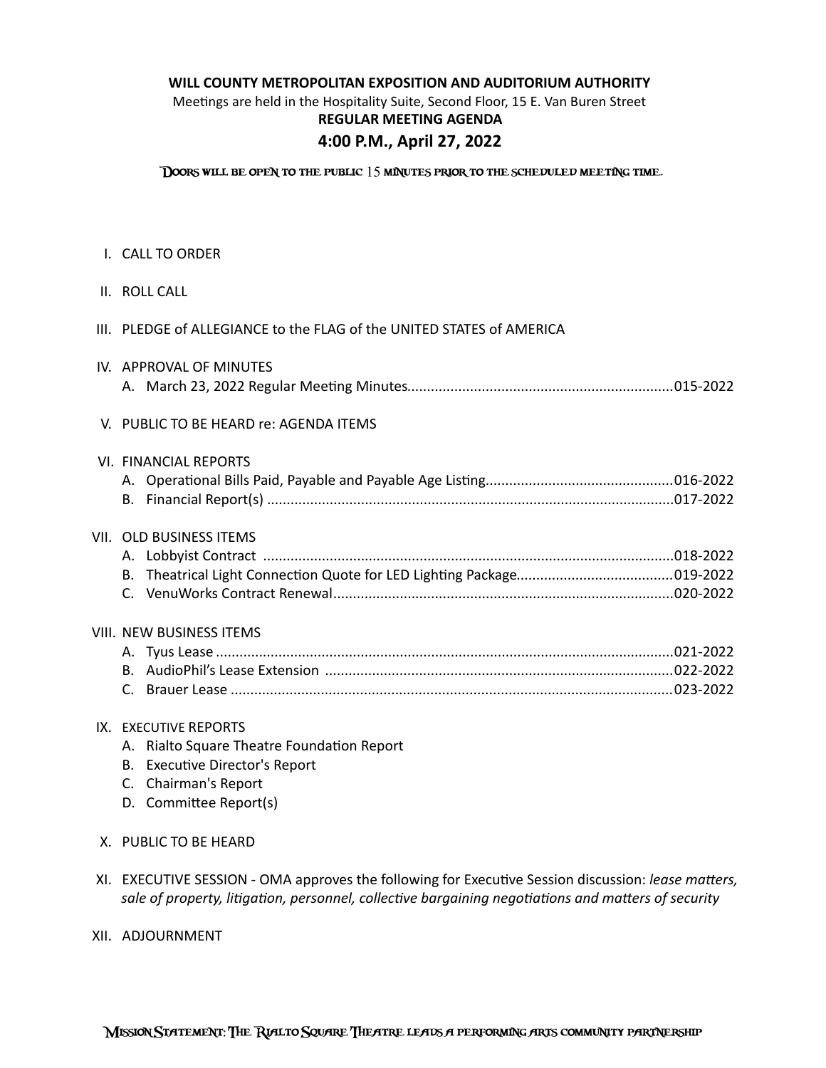**WILL COUNTY METROPOLITAN EXPOSITION AND AUDITORIUM AUTHORITY**

Meetings are held in the Hospitality Suite, Second Floor, 15 E. Van Buren Street

**REGULAR MEETING AGENDA**

**4:00 P.M., April 27, 2022**

Doors will be open to the public 15 minutes prior to the scheduled meeting time.

I. CALL TO ORDER

II. ROLL CALL

III. PLEDGE of ALLEGIANCE to the FLAG of the UNITED STATES of AMERICA

IV. APPROVAL OF MINUTES
   A. March 23, 2022 Regular Meeting Minutes....................................................................015-2022

V. PUBLIC TO BE HEARD re: AGENDA ITEMS

VI. FINANCIAL REPORTS
   A. Operational Bills Paid, Payable and Payable Age Listing................................................016-2022
   B. Financial Report(s) ........................................................................................................017-2022

VII. OLD BUSINESS ITEMS
   A. Lobbyist Contract .........................................................................................................018-2022
   B. Theatrical Light Connection Quote for LED Lighting Package........................................019-2022
   C. VenuWorks Contract Renewal.......................................................................................020-2022

VIII. NEW BUSINESS ITEMS
   A. Tyus Lease .....................................................................................................................021-2022
   B. AudioPhil's Lease Extension .........................................................................................022-2022
   C. Brauer Lease .................................................................................................................023-2022

IX. EXECUTIVE REPORTS
   A. Rialto Square Theatre Foundation Report
   B. Executive Director's Report
   C. Chairman's Report
   D. Committee Report(s)

X. PUBLIC TO BE HEARD

XI. EXECUTIVE SESSION - OMA approves the following for Executive Session discussion: *lease matters, sale of property, litigation, personnel, collective bargaining negotiations and matters of security*

XII. ADJOURNMENT

Mission Statement: The Rialto Square Theatre leads a performing arts community partnership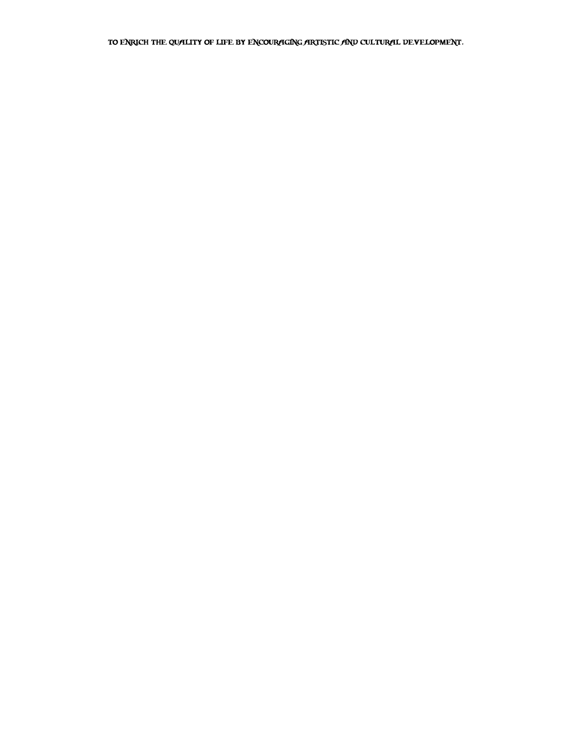TO ENRICH THE QUALITY OF LIFE BY ENCOURAGING ARTISTIC AND CULTURAL DEVELOPMENT.